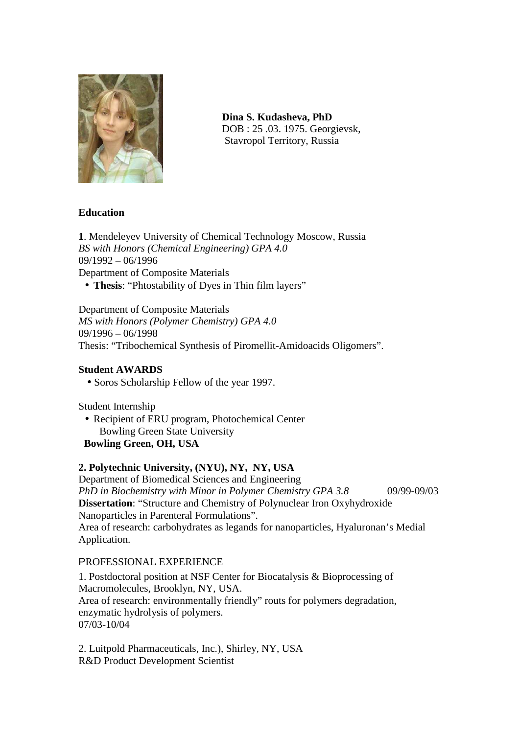**Dina S. Kudasheva, PhD**
DOB : 25 .03. 1975. Georgievsk,
Stavropol Territory, Russia

## Education

**1**. Mendeleyev University of Chemical Technology Moscow, Russia
*BS with Honors (Chemical Engineering) GPA 4.0*
09/1992 – 06/1996
Department of Composite Materials

- **Thesis**: "Phtostability of Dyes in Thin film layers"

Department of Composite Materials
*MS with Honors (Polymer Chemistry) GPA 4.0*
09/1996 – 06/1998
Thesis: "Tribochemical Synthesis of Piromellit-Amidoacids Oligomers".

**Student AWARDS**

- Soros Scholarship Fellow of the year 1997.

Student Internship

- Recipient of ERU program, Photochemical Center
  Bowling Green State University
  **Bowling Green, OH, USA**

**2. Polytechnic University, (NYU), NY, NY, USA**
Department of Biomedical Sciences and Engineering
*PhD in Biochemistry with Minor in Polymer Chemistry GPA 3.8* 09/99-09/03
**Dissertation**: "Structure and Chemistry of Polynuclear Iron Oxyhydroxide Nanoparticles in Parenteral Formulations".
Area of research: carbohydrates as legands for nanoparticles, Hyaluronan's Medial Application.

## PROFESSIONAL EXPERIENCE

1. Postdoctoral position at NSF Center for Biocatalysis & Bioprocessing of Macromolecules, Brooklyn, NY, USA.
Area of research: environmentally friendly" routs for polymers degradation, enzymatic hydrolysis of polymers.
07/03-10/04

2. Luitpold Pharmaceuticals, Inc.), Shirley, NY, USA
R&D Product Development Scientist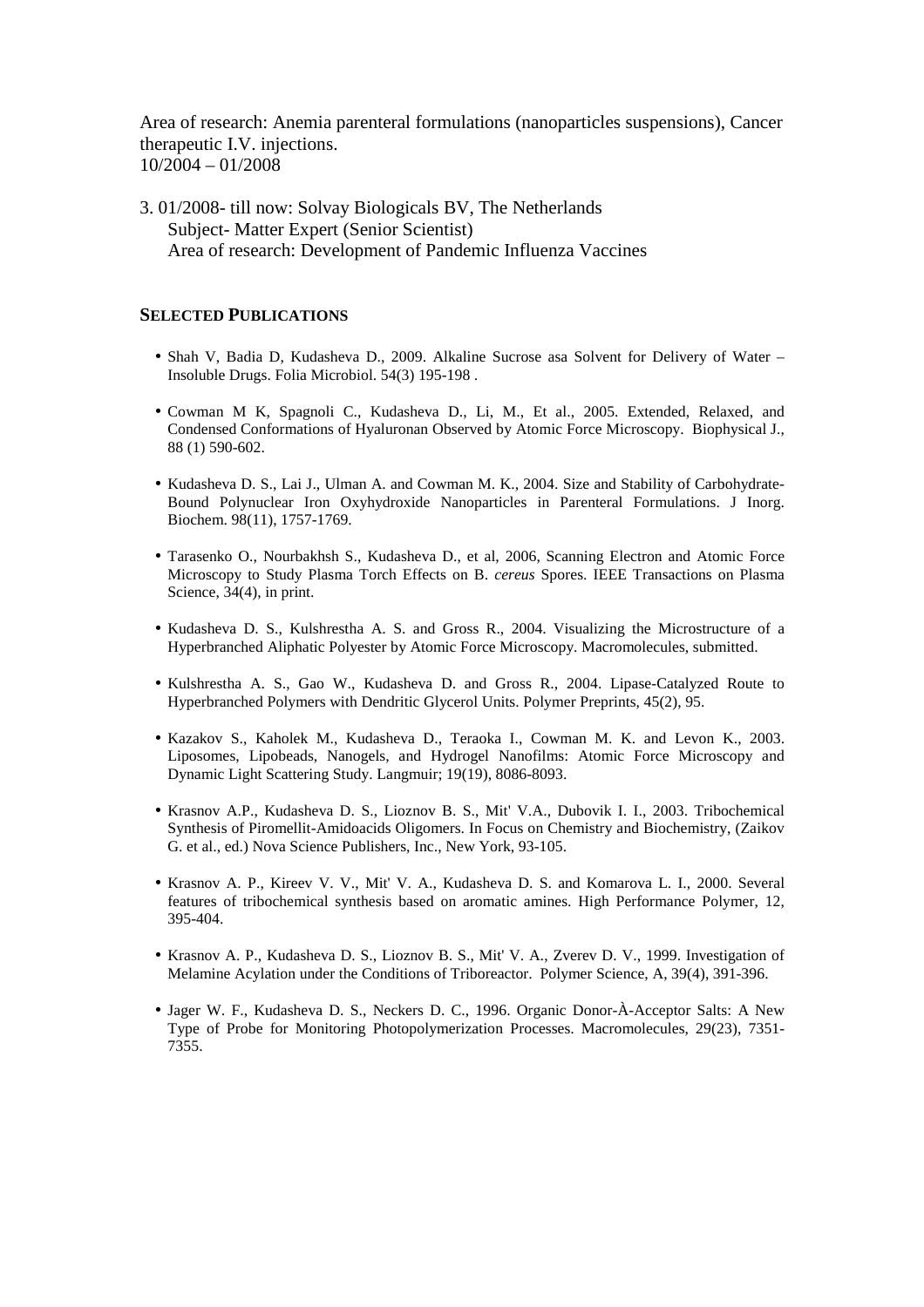Area of research: Anemia parenteral formulations (nanoparticles suspensions), Cancer therapeutic I.V. injections.
10/2004 – 01/2008

3. 01/2008- till now: Solvay Biologicals BV, The Netherlands
   Subject- Matter Expert (Senior Scientist)
   Area of research: Development of Pandemic Influenza Vaccines

## SELECTED PUBLICATIONS

- Shah V, Badia D, Kudasheva D., 2009. Alkaline Sucrose asa Solvent for Delivery of Water – Insoluble Drugs. Folia Microbiol. 54(3) 195-198 .
- Cowman M K, Spagnoli C., Kudasheva D., Li, M., Et al., 2005. Extended, Relaxed, and Condensed Conformations of Hyaluronan Observed by Atomic Force Microscopy. Biophysical J., 88 (1) 590-602.
- Kudasheva D. S., Lai J., Ulman A. and Cowman M. K., 2004. Size and Stability of Carbohydrate-Bound Polynuclear Iron Oxyhydroxide Nanoparticles in Parenteral Formulations. J Inorg. Biochem. 98(11), 1757-1769.
- Tarasenko O., Nourbakhsh S., Kudasheva D., et al, 2006, Scanning Electron and Atomic Force Microscopy to Study Plasma Torch Effects on B. *cereus* Spores. IEEE Transactions on Plasma Science, 34(4), in print.
- Kudasheva D. S., Kulshrestha A. S. and Gross R., 2004. Visualizing the Microstructure of a Hyperbranched Aliphatic Polyester by Atomic Force Microscopy. Macromolecules, submitted.
- Kulshrestha A. S., Gao W., Kudasheva D. and Gross R., 2004. Lipase-Catalyzed Route to Hyperbranched Polymers with Dendritic Glycerol Units. Polymer Preprints, 45(2), 95.
- Kazakov S., Kaholek M., Kudasheva D., Teraoka I., Cowman M. K. and Levon K., 2003. Liposomes, Lipobeads, Nanogels, and Hydrogel Nanofilms: Atomic Force Microscopy and Dynamic Light Scattering Study. Langmuir; 19(19), 8086-8093.
- Krasnov A.P., Kudasheva D. S., Lioznov B. S., Mit' V.A., Dubovik I. I., 2003. Tribochemical Synthesis of Piromellit-Amidoacids Oligomers. In Focus on Chemistry and Biochemistry, (Zaikov G. et al., ed.) Nova Science Publishers, Inc., New York, 93-105.
- Krasnov A. P., Kireev V. V., Mit' V. A., Kudasheva D. S. and Komarova L. I., 2000. Several features of tribochemical synthesis based on aromatic amines. High Performance Polymer, 12, 395-404.
- Krasnov A. P., Kudasheva D. S., Lioznov B. S., Mit' V. A., Zverev D. V., 1999. Investigation of Melamine Acylation under the Conditions of Triboreactor. Polymer Science, A, 39(4), 391-396.
- Jager W. F., Kudasheva D. S., Neckers D. C., 1996. Organic Donor-À-Acceptor Salts: A New Type of Probe for Monitoring Photopolymerization Processes. Macromolecules, 29(23), 7351-7355.